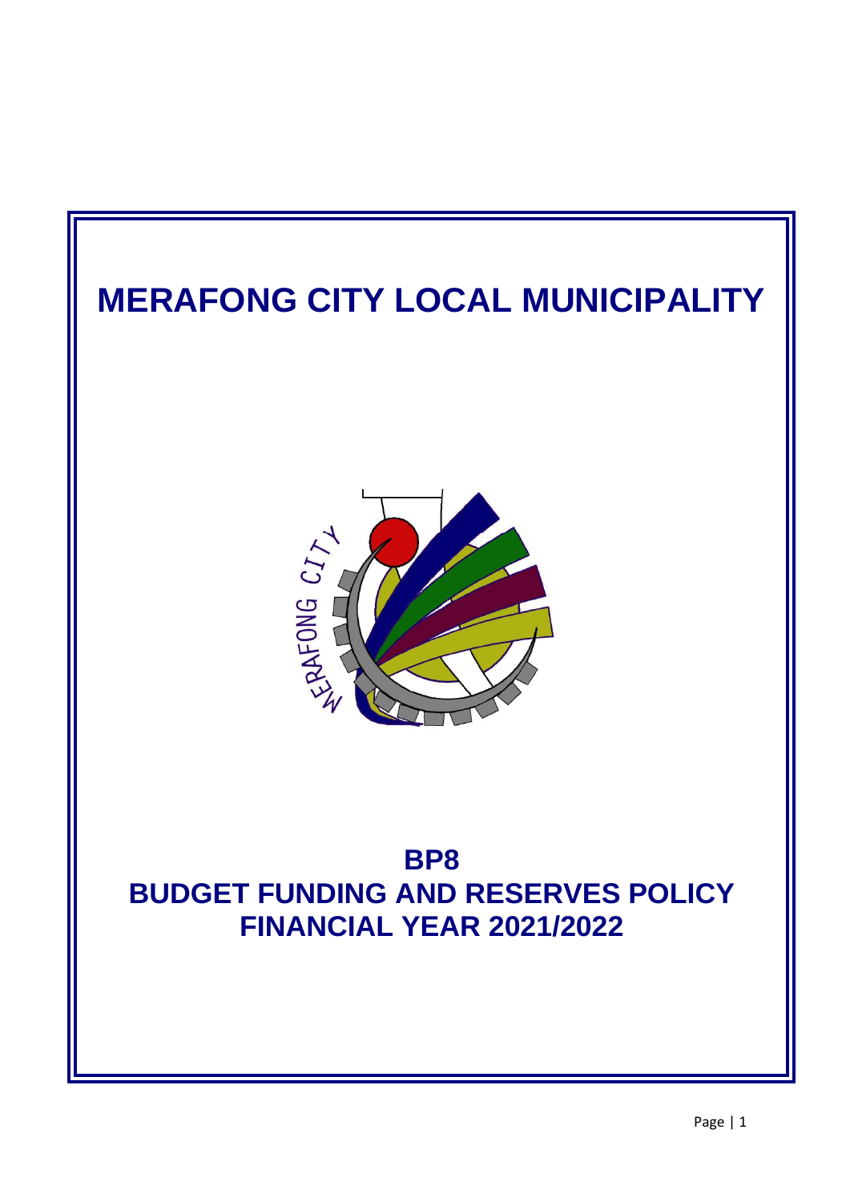# MERAFONG CITY LOCAL MUNICIPALITY

## BP8
## BUDGET FUNDING AND RESERVES POLICY
## FINANCIAL YEAR 2021/2022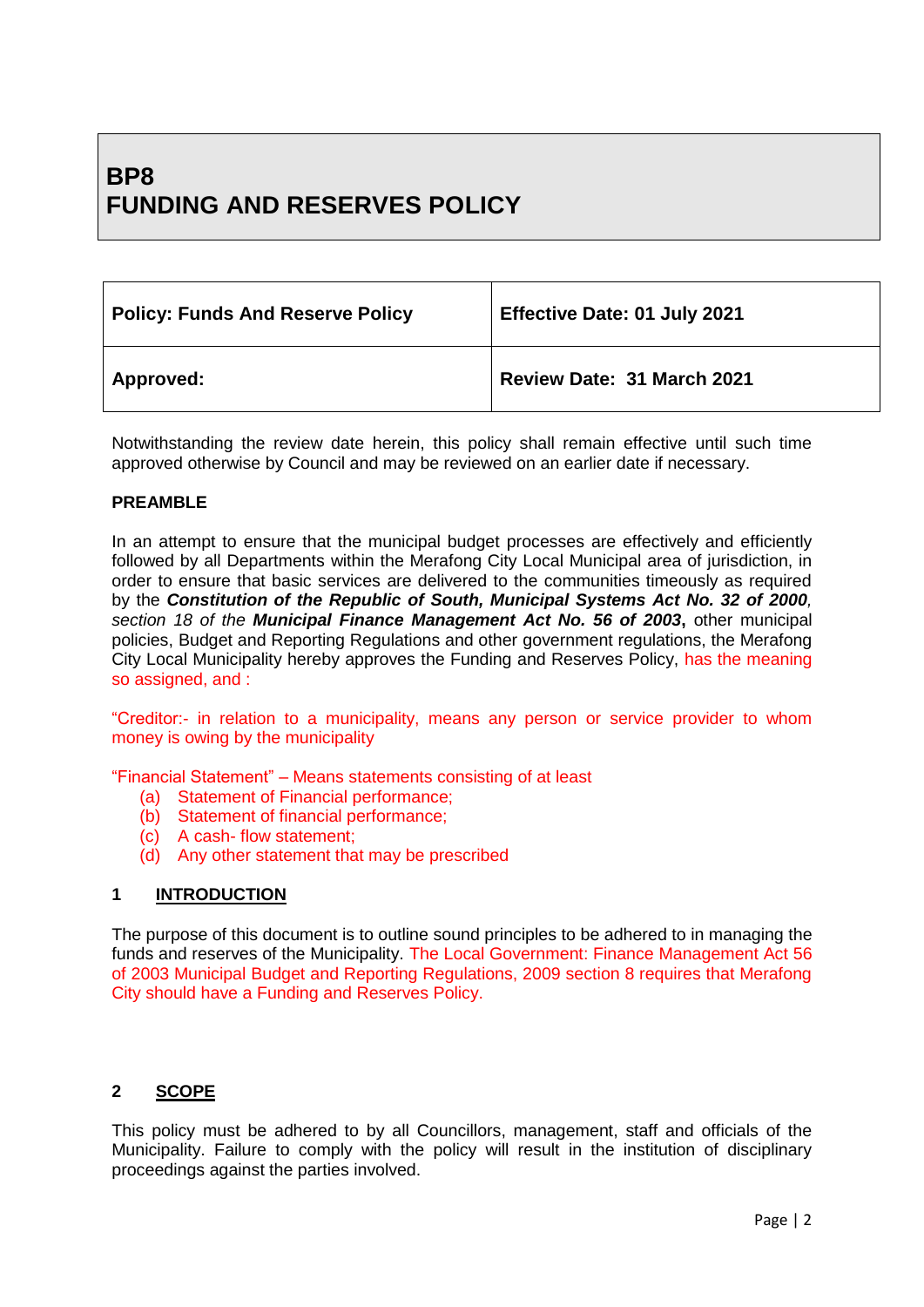# BP8
# FUNDING AND RESERVES POLICY

| Policy: Funds And Reserve Policy | Effective Date: 01 July 2021 |
|---|---|
| Approved: | Review Date: 31 March 2021 |

Notwithstanding the review date herein, this policy shall remain effective until such time approved otherwise by Council and may be reviewed on an earlier date if necessary.

**PREAMBLE**

In an attempt to ensure that the municipal budget processes are effectively and efficiently followed by all Departments within the Merafong City Local Municipal area of jurisdiction, in order to ensure that basic services are delivered to the communities timeously as required by the ***Constitution of the Republic of South, Municipal Systems Act No. 32 of 2000****, section 18 of the* ***Municipal Finance Management Act No. 56 of 2003*****,** other municipal policies, Budget and Reporting Regulations and other government regulations, the Merafong City Local Municipality hereby approves the Funding and Reserves Policy, has the meaning so assigned, and :

"Creditor:- in relation to a municipality, means any person or service provider to whom money is owing by the municipality

"Financial Statement" – Means statements consisting of at least

(a) Statement of Financial performance;
(b) Statement of financial performance;
(c) A cash- flow statement;
(d) Any other statement that may be prescribed

## 1 INTRODUCTION

The purpose of this document is to outline sound principles to be adhered to in managing the funds and reserves of the Municipality. The Local Government: Finance Management Act 56 of 2003 Municipal Budget and Reporting Regulations, 2009 section 8 requires that Merafong City should have a Funding and Reserves Policy.

## 2 SCOPE

This policy must be adhered to by all Councillors, management, staff and officials of the Municipality. Failure to comply with the policy will result in the institution of disciplinary proceedings against the parties involved.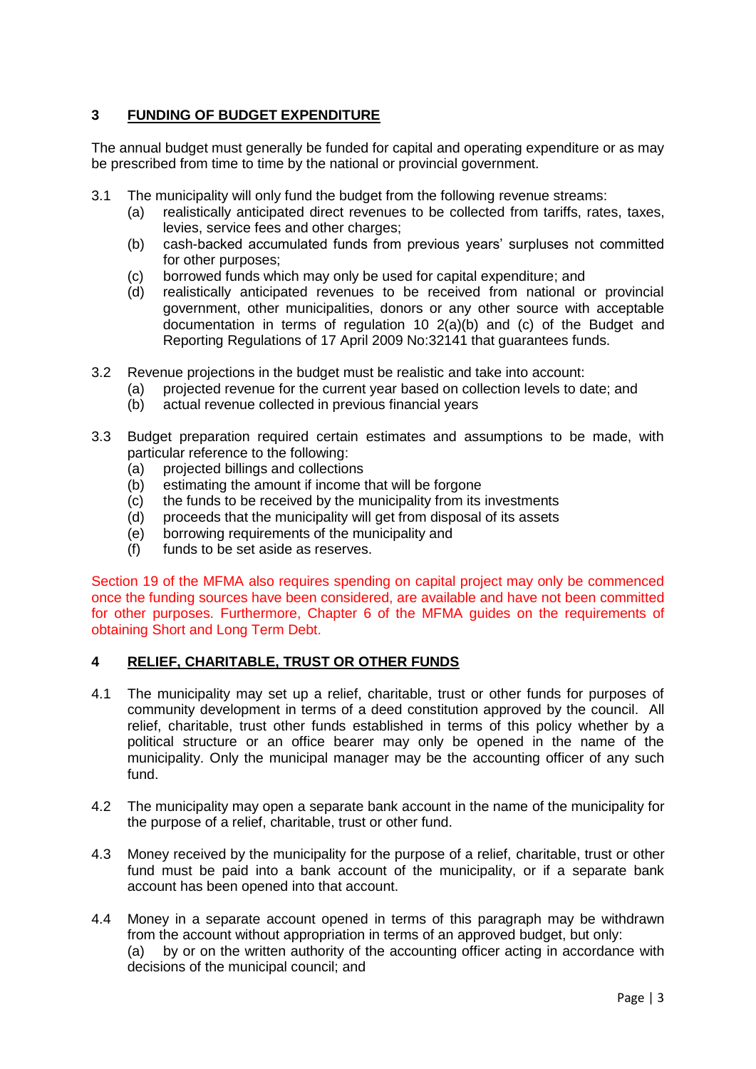## 3 FUNDING OF BUDGET EXPENDITURE

The annual budget must generally be funded for capital and operating expenditure or as may be prescribed from time to time by the national or provincial government.

3.1 The municipality will only fund the budget from the following revenue streams:

- (a) realistically anticipated direct revenues to be collected from tariffs, rates, taxes, levies, service fees and other charges;
- (b) cash-backed accumulated funds from previous years' surpluses not committed for other purposes;
- (c) borrowed funds which may only be used for capital expenditure; and
- (d) realistically anticipated revenues to be received from national or provincial government, other municipalities, donors or any other source with acceptable documentation in terms of regulation 10 2(a)(b) and (c) of the Budget and Reporting Regulations of 17 April 2009 No:32141 that guarantees funds.

3.2 Revenue projections in the budget must be realistic and take into account:

- (a) projected revenue for the current year based on collection levels to date; and
- (b) actual revenue collected in previous financial years

3.3 Budget preparation required certain estimates and assumptions to be made, with particular reference to the following:

- (a) projected billings and collections
- (b) estimating the amount if income that will be forgone
- (c) the funds to be received by the municipality from its investments
- (d) proceeds that the municipality will get from disposal of its assets
- (e) borrowing requirements of the municipality and
- (f) funds to be set aside as reserves.

Section 19 of the MFMA also requires spending on capital project may only be commenced once the funding sources have been considered, are available and have not been committed for other purposes. Furthermore, Chapter 6 of the MFMA guides on the requirements of obtaining Short and Long Term Debt.

## 4 RELIEF, CHARITABLE, TRUST OR OTHER FUNDS

4.1 The municipality may set up a relief, charitable, trust or other funds for purposes of community development in terms of a deed constitution approved by the council. All relief, charitable, trust other funds established in terms of this policy whether by a political structure or an office bearer may only be opened in the name of the municipality. Only the municipal manager may be the accounting officer of any such fund.

4.2 The municipality may open a separate bank account in the name of the municipality for the purpose of a relief, charitable, trust or other fund.

4.3 Money received by the municipality for the purpose of a relief, charitable, trust or other fund must be paid into a bank account of the municipality, or if a separate bank account has been opened into that account.

4.4 Money in a separate account opened in terms of this paragraph may be withdrawn from the account without appropriation in terms of an approved budget, but only:

- (a) by or on the written authority of the accounting officer acting in accordance with decisions of the municipal council; and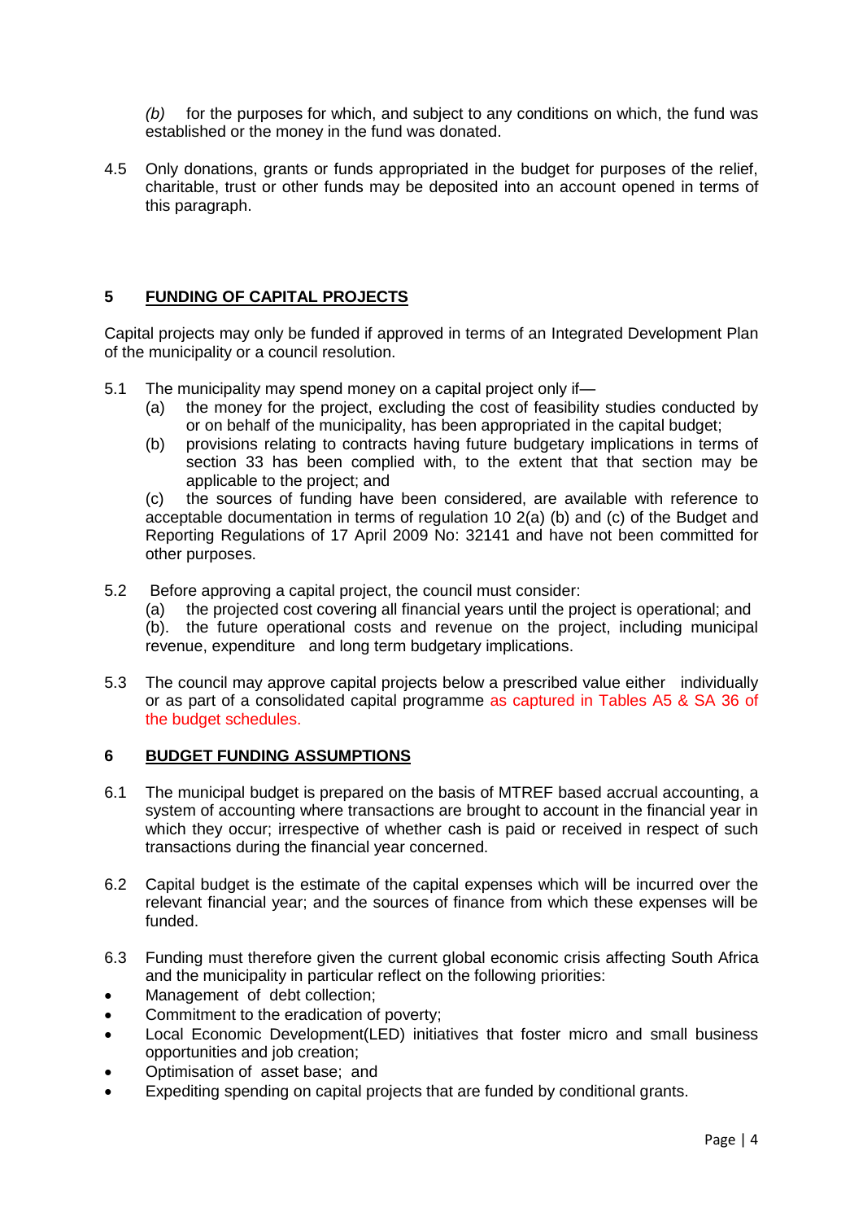*(b)* for the purposes for which, and subject to any conditions on which, the fund was established or the money in the fund was donated.

4.5 Only donations, grants or funds appropriated in the budget for purposes of the relief, charitable, trust or other funds may be deposited into an account opened in terms of this paragraph.

## 5 FUNDING OF CAPITAL PROJECTS

Capital projects may only be funded if approved in terms of an Integrated Development Plan of the municipality or a council resolution.

5.1 The municipality may spend money on a capital project only if—

(a) the money for the project, excluding the cost of feasibility studies conducted by or on behalf of the municipality, has been appropriated in the capital budget;

(b) provisions relating to contracts having future budgetary implications in terms of section 33 has been complied with, to the extent that that section may be applicable to the project; and

(c) the sources of funding have been considered, are available with reference to acceptable documentation in terms of regulation 10 2(a) (b) and (c) of the Budget and Reporting Regulations of 17 April 2009 No: 32141 and have not been committed for other purposes.

5.2 Before approving a capital project, the council must consider:

(a) the projected cost covering all financial years until the project is operational; and

(b). the future operational costs and revenue on the project, including municipal revenue, expenditure and long term budgetary implications.

5.3 The council may approve capital projects below a prescribed value either individually or as part of a consolidated capital programme as captured in Tables A5 & SA 36 of the budget schedules.

## 6 BUDGET FUNDING ASSUMPTIONS

6.1 The municipal budget is prepared on the basis of MTREF based accrual accounting, a system of accounting where transactions are brought to account in the financial year in which they occur; irrespective of whether cash is paid or received in respect of such transactions during the financial year concerned.

6.2 Capital budget is the estimate of the capital expenses which will be incurred over the relevant financial year; and the sources of finance from which these expenses will be funded.

6.3 Funding must therefore given the current global economic crisis affecting South Africa and the municipality in particular reflect on the following priorities:

- Management of debt collection;
- Commitment to the eradication of poverty;
- Local Economic Development(LED) initiatives that foster micro and small business opportunities and job creation;
- Optimisation of asset base; and
- Expediting spending on capital projects that are funded by conditional grants.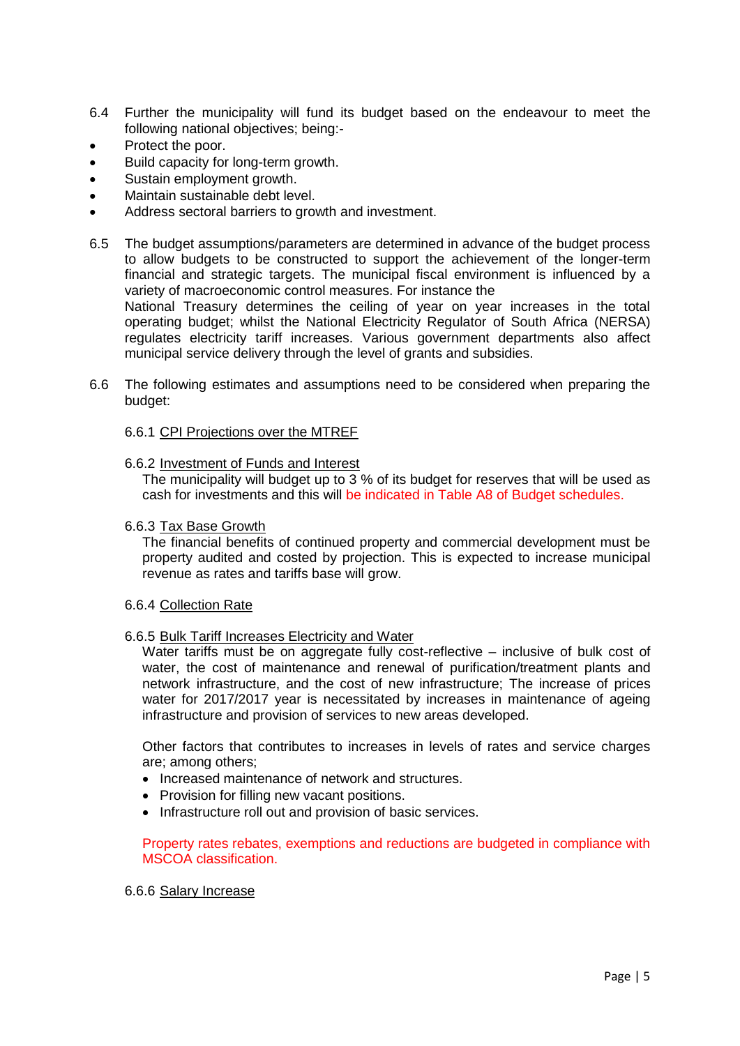6.4 Further the municipality will fund its budget based on the endeavour to meet the following national objectives; being:-

- Protect the poor.
- Build capacity for long-term growth.
- Sustain employment growth.
- Maintain sustainable debt level.
- Address sectoral barriers to growth and investment.

6.5 The budget assumptions/parameters are determined in advance of the budget process to allow budgets to be constructed to support the achievement of the longer-term financial and strategic targets. The municipal fiscal environment is influenced by a variety of macroeconomic control measures. For instance the National Treasury determines the ceiling of year on year increases in the total operating budget; whilst the National Electricity Regulator of South Africa (NERSA) regulates electricity tariff increases. Various government departments also affect municipal service delivery through the level of grants and subsidies.

6.6 The following estimates and assumptions need to be considered when preparing the budget:

6.6.1 <u>CPI Projections over the MTREF</u>

6.6.2 <u>Investment of Funds and Interest</u>

The municipality will budget up to 3 % of its budget for reserves that will be used as cash for investments and this will be indicated in Table A8 of Budget schedules.

6.6.3 <u>Tax Base Growth</u>

The financial benefits of continued property and commercial development must be property audited and costed by projection. This is expected to increase municipal revenue as rates and tariffs base will grow.

6.6.4 <u>Collection Rate</u>

6.6.5 <u>Bulk Tariff Increases Electricity and Water</u>

Water tariffs must be on aggregate fully cost-reflective – inclusive of bulk cost of water, the cost of maintenance and renewal of purification/treatment plants and network infrastructure, and the cost of new infrastructure; The increase of prices water for 2017/2017 year is necessitated by increases in maintenance of ageing infrastructure and provision of services to new areas developed.

Other factors that contributes to increases in levels of rates and service charges are; among others;

- Increased maintenance of network and structures.
- Provision for filling new vacant positions.
- Infrastructure roll out and provision of basic services.

Property rates rebates, exemptions and reductions are budgeted in compliance with MSCOA classification.

6.6.6 <u>Salary Increase</u>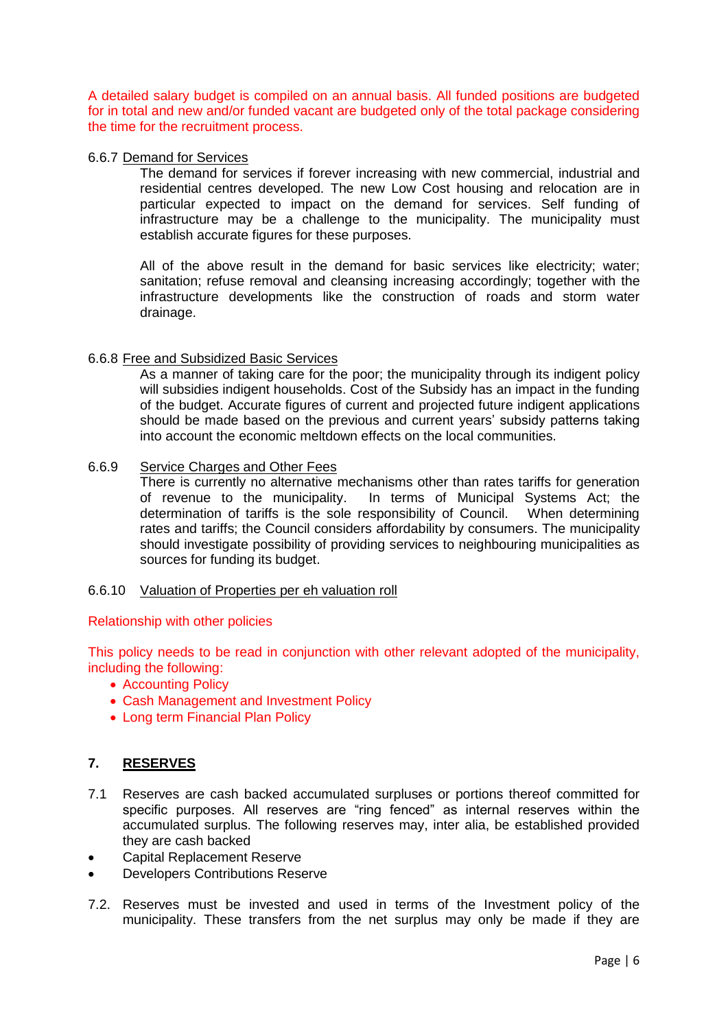A detailed salary budget is compiled on an annual basis. All funded positions are budgeted for in total and new and/or funded vacant are budgeted only of the total package considering the time for the recruitment process.

6.6.7 Demand for Services

The demand for services if forever increasing with new commercial, industrial and residential centres developed. The new Low Cost housing and relocation are in particular expected to impact on the demand for services. Self funding of infrastructure may be a challenge to the municipality. The municipality must establish accurate figures for these purposes.

All of the above result in the demand for basic services like electricity; water; sanitation; refuse removal and cleansing increasing accordingly; together with the infrastructure developments like the construction of roads and storm water drainage.

6.6.8 Free and Subsidized Basic Services

As a manner of taking care for the poor; the municipality through its indigent policy will subsidies indigent households. Cost of the Subsidy has an impact in the funding of the budget. Accurate figures of current and projected future indigent applications should be made based on the previous and current years' subsidy patterns taking into account the economic meltdown effects on the local communities.

6.6.9 Service Charges and Other Fees

There is currently no alternative mechanisms other than rates tariffs for generation of revenue to the municipality. In terms of Municipal Systems Act; the determination of tariffs is the sole responsibility of Council. When determining rates and tariffs; the Council considers affordability by consumers. The municipality should investigate possibility of providing services to neighbouring municipalities as sources for funding its budget.

6.6.10 Valuation of Properties per eh valuation roll

Relationship with other policies

This policy needs to be read in conjunction with other relevant adopted of the municipality, including the following:

- Accounting Policy
- Cash Management and Investment Policy
- Long term Financial Plan Policy

## 7. RESERVES

7.1 Reserves are cash backed accumulated surpluses or portions thereof committed for specific purposes. All reserves are "ring fenced" as internal reserves within the accumulated surplus. The following reserves may, inter alia, be established provided they are cash backed

- Capital Replacement Reserve
- Developers Contributions Reserve

7.2. Reserves must be invested and used in terms of the Investment policy of the municipality. These transfers from the net surplus may only be made if they are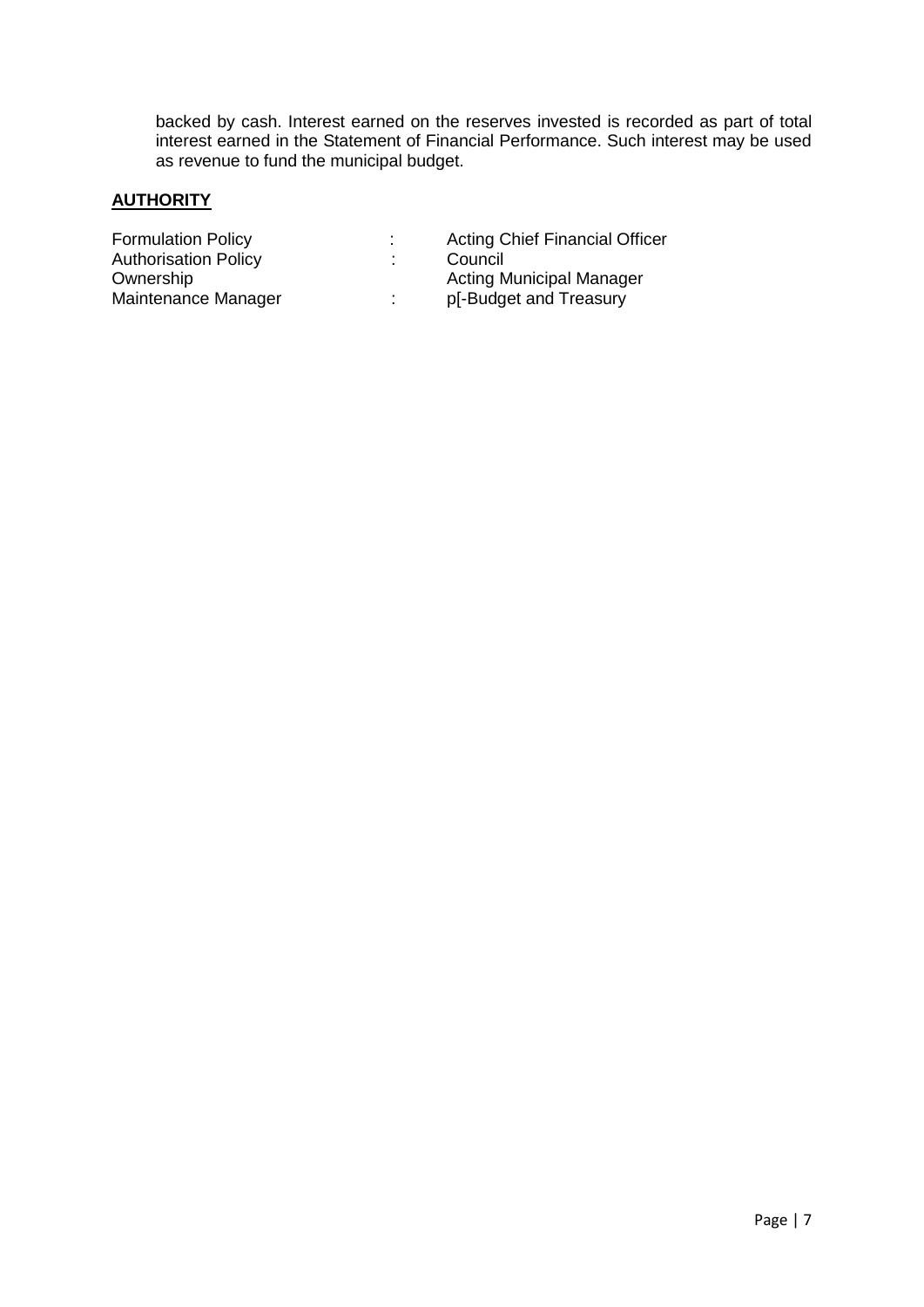backed by cash. Interest earned on the reserves invested is recorded as part of total interest earned in the Statement of Financial Performance. Such interest may be used as revenue to fund the municipal budget.

**AUTHORITY**

| | | |
|---|---|---|
| Formulation Policy | : | Acting Chief Financial Officer |
| Authorisation Policy | : | Council |
| Ownership | | Acting Municipal Manager |
| Maintenance Manager | : | p[-Budget and Treasury |